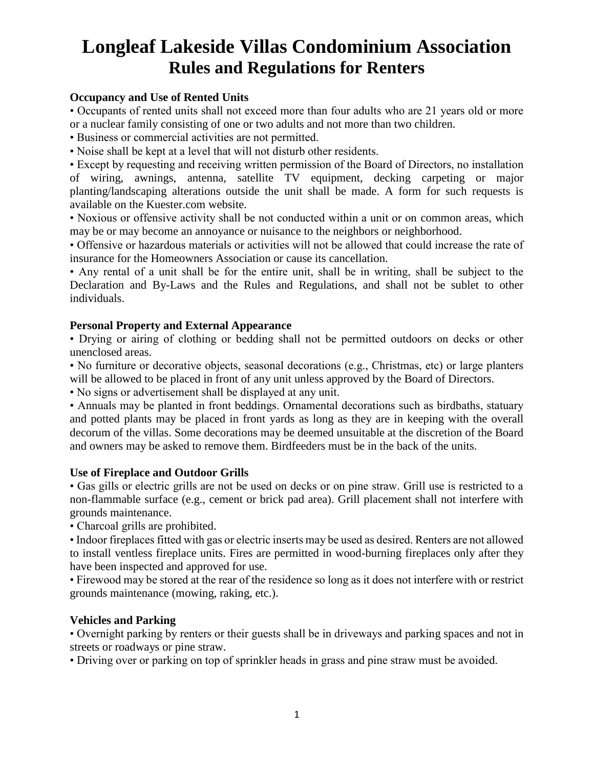# Longleaf Lakeside Villas Condominium Association

## Rules and Regulations for Renters

**Occupancy and Use of Rented Units**

• Occupants of rented units shall not exceed more than four adults who are 21 years old or more or a nuclear family consisting of one or two adults and not more than two children.

• Business or commercial activities are not permitted.

• Noise shall be kept at a level that will not disturb other residents.

• Except by requesting and receiving written permission of the Board of Directors, no installation of wiring, awnings, antenna, satellite TV equipment, decking carpeting or major planting/landscaping alterations outside the unit shall be made. A form for such requests is available on the Kuester.com website.

• Noxious or offensive activity shall be not conducted within a unit or on common areas, which may be or may become an annoyance or nuisance to the neighbors or neighborhood.

• Offensive or hazardous materials or activities will not be allowed that could increase the rate of insurance for the Homeowners Association or cause its cancellation.

• Any rental of a unit shall be for the entire unit, shall be in writing, shall be subject to the Declaration and By-Laws and the Rules and Regulations, and shall not be sublet to other individuals.

**Personal Property and External Appearance**

• Drying or airing of clothing or bedding shall not be permitted outdoors on decks or other unenclosed areas.

• No furniture or decorative objects, seasonal decorations (e.g., Christmas, etc) or large planters will be allowed to be placed in front of any unit unless approved by the Board of Directors.

• No signs or advertisement shall be displayed at any unit.

• Annuals may be planted in front beddings. Ornamental decorations such as birdbaths, statuary and potted plants may be placed in front yards as long as they are in keeping with the overall decorum of the villas. Some decorations may be deemed unsuitable at the discretion of the Board and owners may be asked to remove them. Birdfeeders must be in the back of the units.

**Use of Fireplace and Outdoor Grills**

• Gas gills or electric grills are not be used on decks or on pine straw. Grill use is restricted to a non-flammable surface (e.g., cement or brick pad area). Grill placement shall not interfere with grounds maintenance.

• Charcoal grills are prohibited.

• Indoor fireplaces fitted with gas or electric inserts may be used as desired. Renters are not allowed to install ventless fireplace units. Fires are permitted in wood-burning fireplaces only after they have been inspected and approved for use.

• Firewood may be stored at the rear of the residence so long as it does not interfere with or restrict grounds maintenance (mowing, raking, etc.).

**Vehicles and Parking**

• Overnight parking by renters or their guests shall be in driveways and parking spaces and not in streets or roadways or pine straw.

• Driving over or parking on top of sprinkler heads in grass and pine straw must be avoided.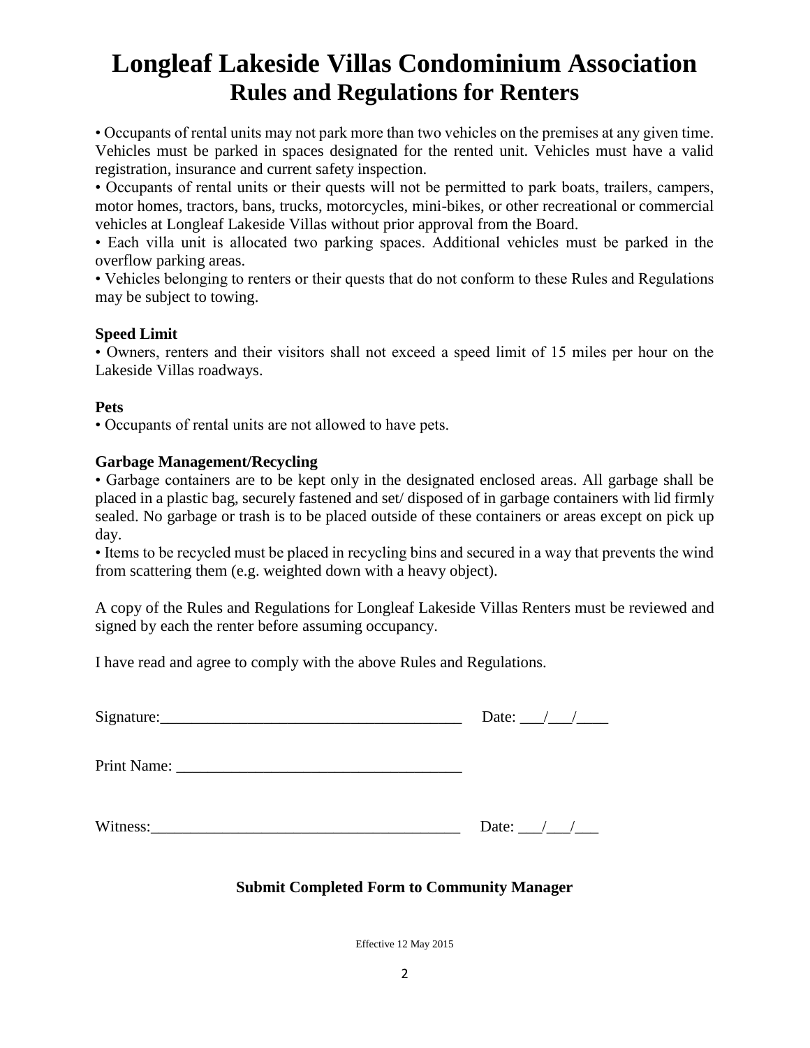# Longleaf Lakeside Villas Condominium Association

## Rules and Regulations for Renters

• Occupants of rental units may not park more than two vehicles on the premises at any given time. Vehicles must be parked in spaces designated for the rented unit. Vehicles must have a valid registration, insurance and current safety inspection.

• Occupants of rental units or their quests will not be permitted to park boats, trailers, campers, motor homes, tractors, bans, trucks, motorcycles, mini-bikes, or other recreational or commercial vehicles at Longleaf Lakeside Villas without prior approval from the Board.

• Each villa unit is allocated two parking spaces. Additional vehicles must be parked in the overflow parking areas.

• Vehicles belonging to renters or their quests that do not conform to these Rules and Regulations may be subject to towing.

**Speed Limit**

• Owners, renters and their visitors shall not exceed a speed limit of 15 miles per hour on the Lakeside Villas roadways.

**Pets**

• Occupants of rental units are not allowed to have pets.

**Garbage Management/Recycling**

• Garbage containers are to be kept only in the designated enclosed areas. All garbage shall be placed in a plastic bag, securely fastened and set/ disposed of in garbage containers with lid firmly sealed. No garbage or trash is to be placed outside of these containers or areas except on pick up day.

• Items to be recycled must be placed in recycling bins and secured in a way that prevents the wind from scattering them (e.g. weighted down with a heavy object).

A copy of the Rules and Regulations for Longleaf Lakeside Villas Renters must be reviewed and signed by each the renter before assuming occupancy.

I have read and agree to comply with the above Rules and Regulations.

Signature:_______________________________________ Date: ___/___/____

Print Name: ____________________________________

Witness:________________________________________ Date: ___/___/___

**Submit Completed Form to Community Manager**

Effective 12 May 2015